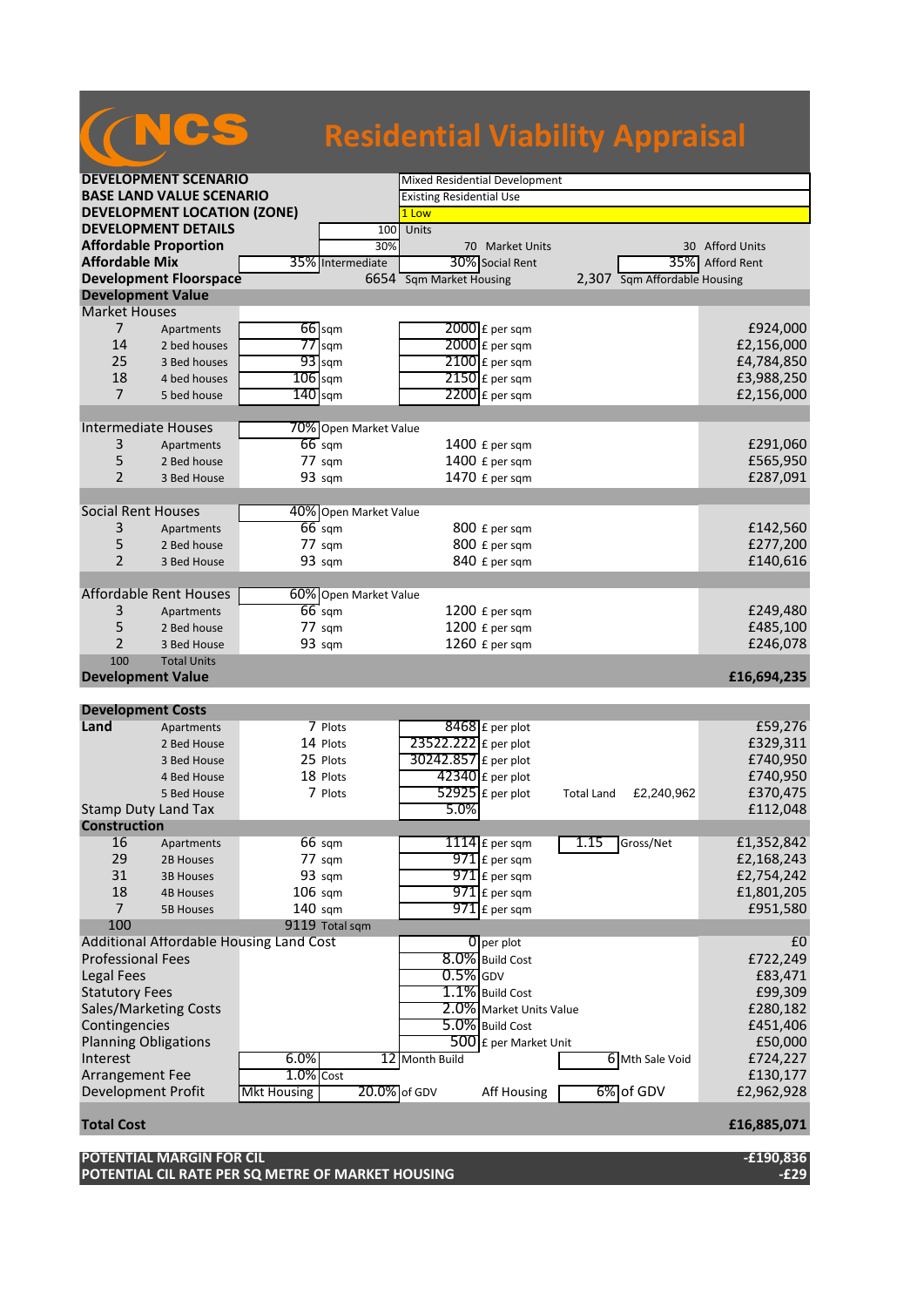# NCS Residential Viability Appraisal

| | | | | | | |
|---|---|---|---|---|---|---|
| **DEVELOPMENT SCENARIO** | | | Mixed Residential Development | | | |
| **BASE LAND VALUE SCENARIO** | | | Existing Residential Use | | | |
| **DEVELOPMENT LOCATION (ZONE)** | | | 1 Low | | | |
| **DEVELOPMENT DETAILS** | | 100 | Units | | | |
| **Affordable Proportion** | | 30% | 70 Market Units | | 30 Afford Units | |
| **Affordable Mix** | | 35% Intermediate | 30% Social Rent | | 35% Afford Rent | |
| **Development Floorspace** | | 6654 | Sqm Market Housing | 2,307 | Sqm Affordable Housing | |

## Development Value

| | | | | | | |
|---|---|---|---|---|---|---|
| **Market Houses** | | | | | | |
| 7 | Apartments | 66 | sqm | 2000 | £ per sqm | £924,000 |
| 14 | 2 bed houses | 77 | sqm | 2000 | £ per sqm | £2,156,000 |
| 25 | 3 Bed houses | 93 | sqm | 2100 | £ per sqm | £4,784,850 |
| 18 | 4 bed houses | 106 | sqm | 2150 | £ per sqm | £3,988,250 |
| 7 | 5 bed house | 140 | sqm | 2200 | £ per sqm | £2,156,000 |
| **Intermediate Houses** | | 70% | Open Market Value | | | |
| 3 | Apartments | 66 | sqm | 1400 | £ per sqm | £291,060 |
| 5 | 2 Bed house | 77 | sqm | 1400 | £ per sqm | £565,950 |
| 2 | 3 Bed House | 93 | sqm | 1470 | £ per sqm | £287,091 |
| **Social Rent Houses** | | 40% | Open Market Value | | | |
| 3 | Apartments | 66 | sqm | 800 | £ per sqm | £142,560 |
| 5 | 2 Bed House | 77 | sqm | 800 | £ per sqm | £277,200 |
| 2 | 3 Bed House | 93 | sqm | 840 | £ per sqm | £140,616 |
| **Affordable Rent Houses** | | 60% | Open Market Value | | | |
| 3 | Apartments | 66 | sqm | 1200 | £ per sqm | £249,480 |
| 5 | 2 Bed House | 77 | sqm | 1200 | £ per sqm | £485,100 |
| 2 | 3 Bed House | 93 | sqm | 1260 | £ per sqm | £246,078 |
| 100 | Total Units | | | | | |
| **Development Value** | | | | | | **£16,694,235** |

## Development Costs

| | | | | | | | | |
|---|---|---|---|---|---|---|---|---|
| **Land** | Apartments | 7 | Plots | 8468 | £ per plot | | | £59,276 |
| | 2 Bed House | 14 | Plots | 23522.222 | £ per plot | | | £329,311 |
| | 3 Bed House | 25 | Plots | 30242.857 | £ per plot | | | £740,950 |
| | 4 Bed House | 18 | Plots | 42340 | £ per plot | | | £740,950 |
| | 5 Bed House | 7 | Plots | 52925 | £ per plot | Total Land | £2,240,962 | £370,475 |
| Stamp Duty Land Tax | | | | 5.0% | | | | £112,048 |
| **Construction** | | | | | | | | |
| 16 | Apartments | 66 | sqm | 1114 | £ per sqm | 1.15 | Gross/Net | £1,352,842 |
| 29 | 2B Houses | 77 | sqm | 971 | £ per sqm | | | £2,168,243 |
| 31 | 3B Houses | 93 | sqm | 971 | £ per sqm | | | £2,754,242 |
| 18 | 4B Houses | 106 | sqm | 971 | £ per sqm | | | £1,801,205 |
| 7 | 5B Houses | 140 | sqm | 971 | £ per sqm | | | £951,580 |
| 100 | | 9119 | Total sqm | | | | | |
| Additional Affordable Housing Land Cost | | | | 0 | per plot | | | £0 |
| Professional Fees | | | | 8.0% | Build Cost | | | £722,249 |
| Legal Fees | | | | 0.5% | GDV | | | £83,471 |
| Statutory Fees | | | | 1.1% | Build Cost | | | £99,309 |
| Sales/Marketing Costs | | | | 2.0% | Market Units Value | | | £280,182 |
| Contingencies | | | | 5.0% | Build Cost | | | £451,406 |
| Planning Obligations | | | | 500 | £ per Market Unit | | | £50,000 |
| Interest | | 6.0% | 12 | Month Build | | 6 | Mth Sale Void | £724,227 |
| Arrangement Fee | | 1.0% | Cost | | | | | £130,177 |
| Development Profit | Mkt Housing | 20.0% | of GDV | Aff Housing | | 6% | of GDV | £2,962,928 |
| **Total Cost** | | | | | | | | **£16,885,071** |

| | |
|---|---|
| **POTENTIAL MARGIN FOR CIL** | **-£190,836** |
| **POTENTIAL CIL RATE PER SQ METRE OF MARKET HOUSING** | **-£29** |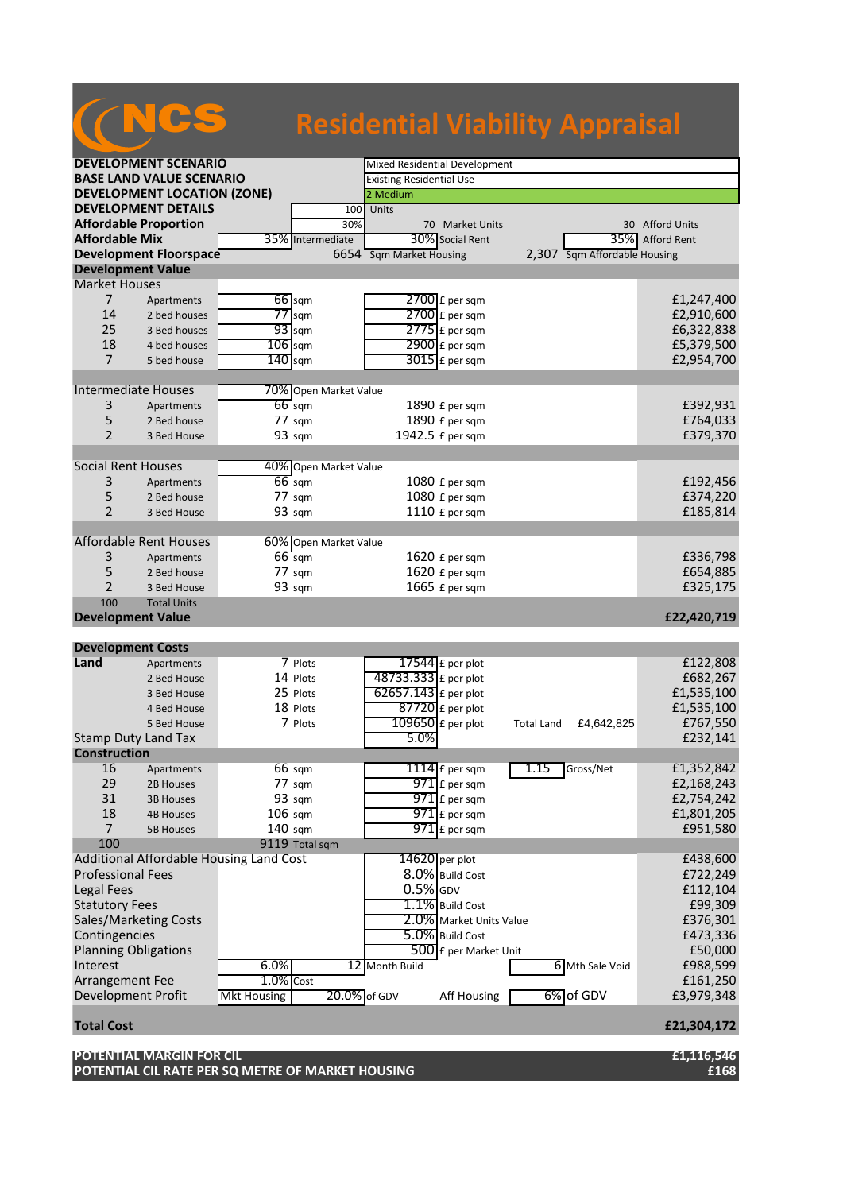# NCS Residential Viability Appraisal

| | | | | | |
|---|---|---|---|---|---|
| **DEVELOPMENT SCENARIO** | | Mixed Residential Development | | | |
| **BASE LAND VALUE SCENARIO** | | Existing Residential Use | | | |
| **DEVELOPMENT LOCATION (ZONE)** | | 2 Medium | | | |
| **DEVELOPMENT DETAILS** | 100 | Units | | | |
| **Affordable Proportion** | 30% | 70 Market Units | | 30 Afford Units | |
| **Affordable Mix** | 35% Intermediate | 30% Social Rent | | 35% Afford Rent | |
| **Development Floorspace** | 6654 | Sqm Market Housing | 2,307 | Sqm Affordable Housing | |

## Development Value

| Units | Type | Size | Unit | Price | Unit | Value |
|---|---|---|---|---|---|---|
| **Market Houses** | | | | | | |
| 7 | Apartments | 66 | sqm | 2700 | £ per sqm | £1,247,400 |
| 14 | 2 bed houses | 77 | sqm | 2700 | £ per sqm | £2,910,600 |
| 25 | 3 Bed houses | 93 | sqm | 2775 | £ per sqm | £6,322,838 |
| 18 | 4 bed houses | 106 | sqm | 2900 | £ per sqm | £5,379,500 |
| 7 | 5 bed house | 140 | sqm | 3015 | £ per sqm | £2,954,700 |
| **Intermediate Houses** | | 70% | Open Market Value | | | |
| 3 | Apartments | 66 | sqm | 1890 | £ per sqm | £392,931 |
| 5 | 2 Bed house | 77 | sqm | 1890 | £ per sqm | £764,033 |
| 2 | 3 Bed House | 93 | sqm | 1942.5 | £ per sqm | £379,370 |
| **Social Rent Houses** | | 40% | Open Market Value | | | |
| 3 | Apartments | 66 | sqm | 1080 | £ per sqm | £192,456 |
| 5 | 2 Bed house | 77 | sqm | 1080 | £ per sqm | £374,220 |
| 2 | 3 Bed House | 93 | sqm | 1110 | £ per sqm | £185,814 |
| **Affordable Rent Houses** | | 60% | Open Market Value | | | |
| 3 | Apartments | 66 | sqm | 1620 | £ per sqm | £336,798 |
| 5 | 2 Bed house | 77 | sqm | 1620 | £ per sqm | £654,885 |
| 2 | 3 Bed House | 93 | sqm | 1665 | £ per sqm | £325,175 |
| 100 | Total Units | | | | | |
| **Development Value** | | | | | | **£22,420,719** |

## Development Costs

| Item | Type | Qty | Unit | Rate | Unit | | | Cost |
|---|---|---|---|---|---|---|---|---|
| **Land** | Apartments | 7 | Plots | 17544 | £ per plot | | | £122,808 |
| | 2 Bed House | 14 | Plots | 48733.333 | £ per plot | | | £682,267 |
| | 3 Bed House | 25 | Plots | 62657.143 | £ per plot | | | £1,535,100 |
| | 4 Bed House | 18 | Plots | 87720 | £ per plot | | | £1,535,100 |
| | 5 Bed House | 7 | Plots | 109650 | £ per plot | Total Land | £4,642,825 | £767,550 |
| Stamp Duty Land Tax | | | | 5.0% | | | | £232,141 |
| **Construction** | | | | | | | | |
| 16 | Apartments | 66 | sqm | 1114 | £ per sqm | 1.15 | Gross/Net | £1,352,842 |
| 29 | 2B Houses | 77 | sqm | 971 | £ per sqm | | | £2,168,243 |
| 31 | 3B Houses | 93 | sqm | 971 | £ per sqm | | | £2,754,242 |
| 18 | 4B Houses | 106 | sqm | 971 | £ per sqm | | | £1,801,205 |
| 7 | 5B Houses | 140 | sqm | 971 | £ per sqm | | | £951,580 |
| 100 | | 9119 | Total sqm | | | | | |
| Additional Affordable Housing Land Cost | | | | 14620 | per plot | | | £438,600 |
| Professional Fees | | | | 8.0% | Build Cost | | | £722,249 |
| Legal Fees | | | | 0.5% | GDV | | | £112,104 |
| Statutory Fees | | | | 1.1% | Build Cost | | | £99,309 |
| Sales/Marketing Costs | | | | 2.0% | Market Units Value | | | £376,301 |
| Contingencies | | | | 5.0% | Build Cost | | | £473,336 |
| Planning Obligations | | | | 500 | £ per Market Unit | | | £50,000 |
| Interest | | 6.0% | | 12 | Month Build | 6 | Mth Sale Void | £988,599 |
| Arrangement Fee | | 1.0% | Cost | | | | | £161,250 |
| Development Profit | Mkt Housing | 20.0% | of GDV | | Aff Housing | 6% | of GDV | £3,979,348 |
| **Total Cost** | | | | | | | | **£21,304,172** |

| | |
|---|---|
| **POTENTIAL MARGIN FOR CIL** | **£1,116,546** |
| **POTENTIAL CIL RATE PER SQ METRE OF MARKET HOUSING** | **£168** |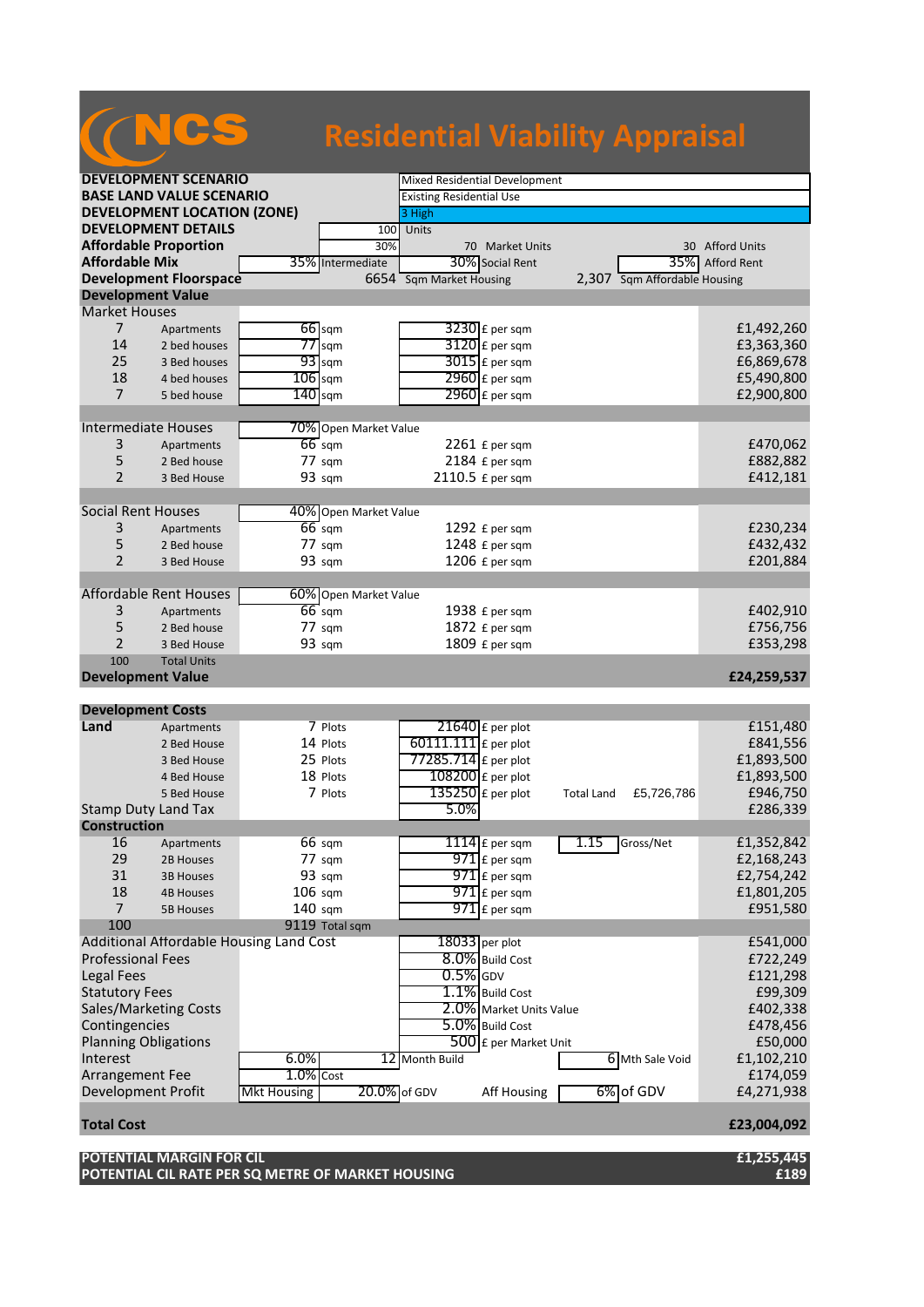# NCS Residential Viability Appraisal

| | | | | | | | | |
|---|---|---|---|---|---|---|---|---|
| **DEVELOPMENT SCENARIO** | | | | Mixed Residential Development | | | | |
| **BASE LAND VALUE SCENARIO** | | | | Existing Residential Use | | | | |
| **DEVELOPMENT LOCATION (ZONE)** | | | | 3 High | | | | |
| **DEVELOPMENT DETAILS** | | | 100 | Units | | | | |
| **Affordable Proportion** | | | 30% | 70 | Market Units | | 30 | Afford Units |
| **Affordable Mix** | | 35% | Intermediate | 30% | Social Rent | | 35% | Afford Rent |
| **Development Floorspace** | | | 6654 | Sqm Market Housing | | 2,307 | Sqm Affordable Housing | |
| **Development Value** | | | | | | | | |
| Market Houses | | | | | | | | |
| 7 | Apartments | 66 | sqm | 3230 | £ per sqm | | | £1,492,260 |
| 14 | 2 bed houses | 77 | sqm | 3120 | £ per sqm | | | £3,363,360 |
| 25 | 3 Bed houses | 93 | sqm | 3015 | £ per sqm | | | £6,869,678 |
| 18 | 4 bed houses | 106 | sqm | 2960 | £ per sqm | | | £5,490,800 |
| 7 | 5 bed house | 140 | sqm | 2960 | £ per sqm | | | £2,900,800 |
| Intermediate Houses | | 70% | Open Market Value | | | | | |
| 3 | Apartments | 66 | sqm | 2261 | £ per sqm | | | £470,062 |
| 5 | 2 Bed house | 77 | sqm | 2184 | £ per sqm | | | £882,882 |
| 2 | 3 Bed House | 93 | sqm | 2110.5 | £ per sqm | | | £412,181 |
| Social Rent Houses | | 40% | Open Market Value | | | | | |
| 3 | Apartments | 66 | sqm | 1292 | £ per sqm | | | £230,234 |
| 5 | 2 Bed house | 77 | sqm | 1248 | £ per sqm | | | £432,432 |
| 2 | 3 Bed House | 93 | sqm | 1206 | £ per sqm | | | £201,884 |
| Affordable Rent Houses | | 60% | Open Market Value | | | | | |
| 3 | Apartments | 66 | sqm | 1938 | £ per sqm | | | £402,910 |
| 5 | 2 Bed house | 77 | sqm | 1872 | £ per sqm | | | £756,756 |
| 2 | 3 Bed House | 93 | sqm | 1809 | £ per sqm | | | £353,298 |
| 100 | Total Units | | | | | | | |
| **Development Value** | | | | | | | | **£24,259,537** |
| **Development Costs** | | | | | | | | |
| **Land** | Apartments | 7 | Plots | 21640 | £ per plot | | | £151,480 |
| | 2 Bed House | 14 | Plots | 60111.111 | £ per plot | | | £841,556 |
| | 3 Bed House | 25 | Plots | 77285.714 | £ per plot | | | £1,893,500 |
| | 4 Bed House | 18 | Plots | 108200 | £ per plot | | | £1,893,500 |
| | 5 Bed House | 7 | Plots | 135250 | £ per plot | Total Land | £5,726,786 | £946,750 |
| Stamp Duty Land Tax | | | | 5.0% | | | | £286,339 |
| **Construction** | | | | | | | | |
| 16 | Apartments | 66 | sqm | 1114 | £ per sqm | 1.15 | Gross/Net | £1,352,842 |
| 29 | 2B Houses | 77 | sqm | 971 | £ per sqm | | | £2,168,243 |
| 31 | 3B Houses | 93 | sqm | 971 | £ per sqm | | | £2,754,242 |
| 18 | 4B Houses | 106 | sqm | 971 | £ per sqm | | | £1,801,205 |
| 7 | 5B Houses | 140 | sqm | 971 | £ per sqm | | | £951,580 |
| 100 | | 9119 | Total sqm | | | | | |
| Additional Affordable Housing Land Cost | | | | 18033 | per plot | | | £541,000 |
| Professional Fees | | | | 8.0% | Build Cost | | | £722,249 |
| Legal Fees | | | | 0.5% | GDV | | | £121,298 |
| Statutory Fees | | | | 1.1% | Build Cost | | | £99,309 |
| Sales/Marketing Costs | | | | 2.0% | Market Units Value | | | £402,338 |
| Contingencies | | | | 5.0% | Build Cost | | | £478,456 |
| Planning Obligations | | | | 500 | £ per Market Unit | | | £50,000 |
| Interest | | 6.0% | 12 | Month Build | | 6 | Mth Sale Void | £1,102,210 |
| Arrangement Fee | | 1.0% | Cost | | | | | £174,059 |
| Development Profit | | Mkt Housing | 20.0% | of GDV | Aff Housing | 6% | of GDV | £4,271,938 |
| **Total Cost** | | | | | | | | **£23,004,092** |
| **POTENTIAL MARGIN FOR CIL** | | | | | | | | **£1,255,445** |
| **POTENTIAL CIL RATE PER SQ METRE OF MARKET HOUSING** | | | | | | | | **£189** |